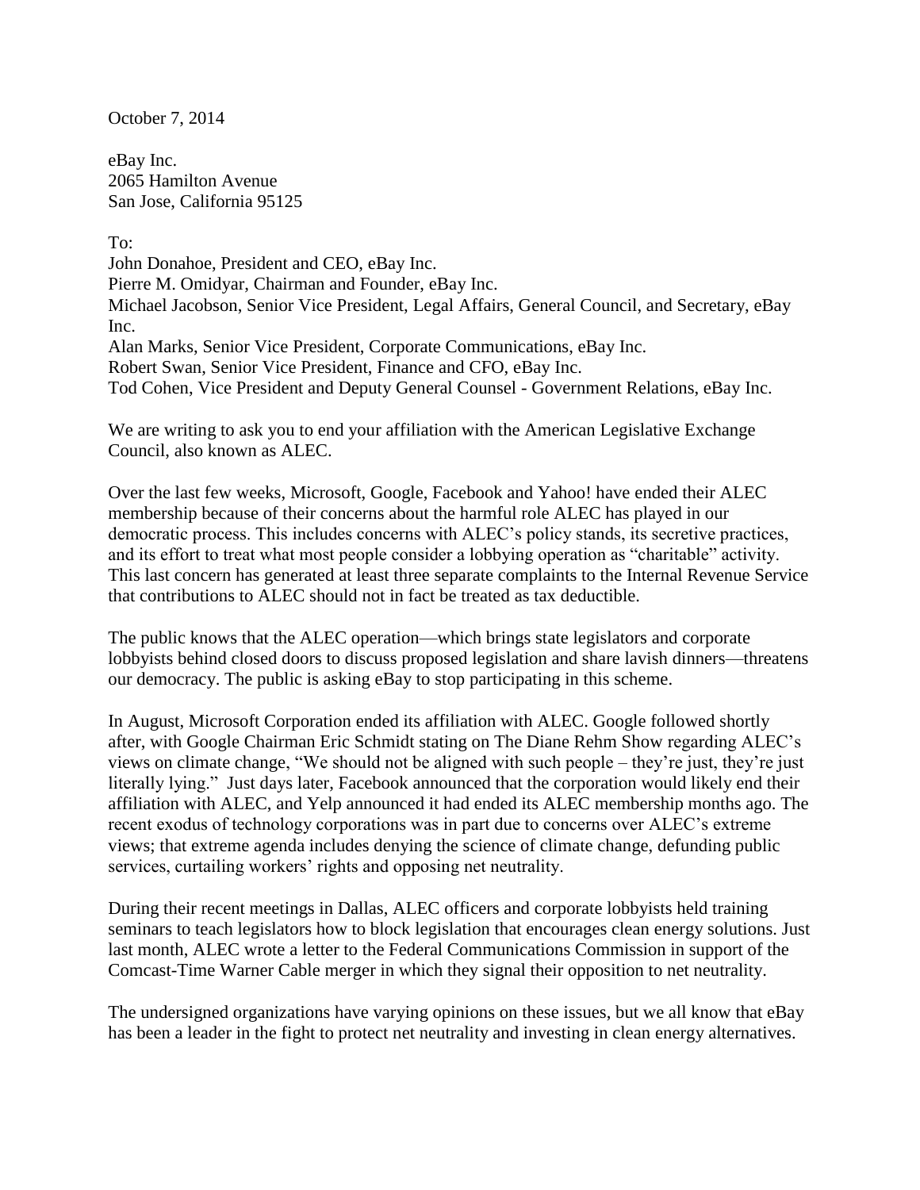October 7, 2014

eBay Inc.
2065 Hamilton Avenue
San Jose, California 95125

To:
John Donahoe, President and CEO, eBay Inc.
Pierre M. Omidyar, Chairman and Founder, eBay Inc.
Michael Jacobson, Senior Vice President, Legal Affairs, General Council, and Secretary, eBay Inc.
Alan Marks, Senior Vice President, Corporate Communications, eBay Inc.
Robert Swan, Senior Vice President, Finance and CFO, eBay Inc.
Tod Cohen, Vice President and Deputy General Counsel - Government Relations, eBay Inc.

We are writing to ask you to end your affiliation with the American Legislative Exchange Council, also known as ALEC.

Over the last few weeks, Microsoft, Google, Facebook and Yahoo! have ended their ALEC membership because of their concerns about the harmful role ALEC has played in our democratic process. This includes concerns with ALEC's policy stands, its secretive practices, and its effort to treat what most people consider a lobbying operation as "charitable" activity. This last concern has generated at least three separate complaints to the Internal Revenue Service that contributions to ALEC should not in fact be treated as tax deductible.

The public knows that the ALEC operation—which brings state legislators and corporate lobbyists behind closed doors to discuss proposed legislation and share lavish dinners—threatens our democracy. The public is asking eBay to stop participating in this scheme.

In August, Microsoft Corporation ended its affiliation with ALEC. Google followed shortly after, with Google Chairman Eric Schmidt stating on The Diane Rehm Show regarding ALEC's views on climate change, "We should not be aligned with such people – they're just, they're just literally lying." Just days later, Facebook announced that the corporation would likely end their affiliation with ALEC, and Yelp announced it had ended its ALEC membership months ago. The recent exodus of technology corporations was in part due to concerns over ALEC's extreme views; that extreme agenda includes denying the science of climate change, defunding public services, curtailing workers' rights and opposing net neutrality.

During their recent meetings in Dallas, ALEC officers and corporate lobbyists held training seminars to teach legislators how to block legislation that encourages clean energy solutions. Just last month, ALEC wrote a letter to the Federal Communications Commission in support of the Comcast-Time Warner Cable merger in which they signal their opposition to net neutrality.

The undersigned organizations have varying opinions on these issues, but we all know that eBay has been a leader in the fight to protect net neutrality and investing in clean energy alternatives.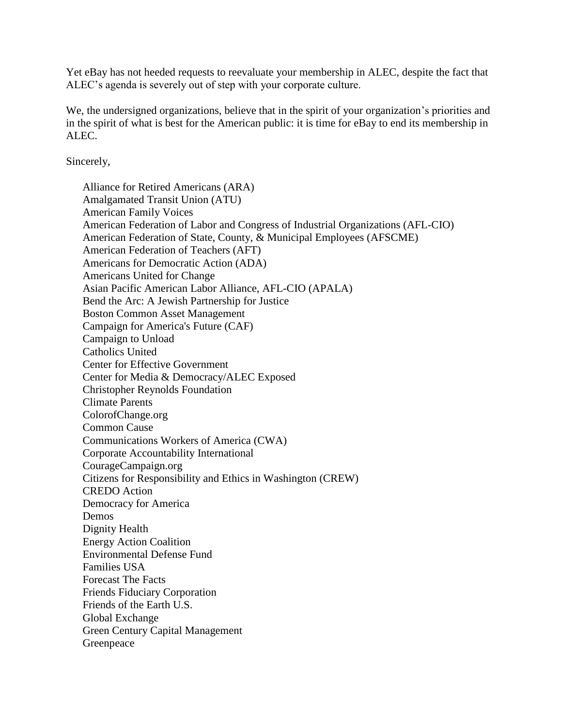Yet eBay has not heeded requests to reevaluate your membership in ALEC, despite the fact that ALEC's agenda is severely out of step with your corporate culture.

We, the undersigned organizations, believe that in the spirit of your organization's priorities and in the spirit of what is best for the American public: it is time for eBay to end its membership in ALEC.

Sincerely,

Alliance for Retired Americans (ARA)
Amalgamated Transit Union (ATU)
American Family Voices
American Federation of Labor and Congress of Industrial Organizations (AFL-CIO)
American Federation of State, County, & Municipal Employees (AFSCME)
American Federation of Teachers (AFT)
Americans for Democratic Action (ADA)
Americans United for Change
Asian Pacific American Labor Alliance, AFL-CIO (APALA)
Bend the Arc: A Jewish Partnership for Justice
Boston Common Asset Management
Campaign for America's Future (CAF)
Campaign to Unload
Catholics United
Center for Effective Government
Center for Media & Democracy/ALEC Exposed
Christopher Reynolds Foundation
Climate Parents
ColorofChange.org
Common Cause
Communications Workers of America (CWA)
Corporate Accountability International
CourageCampaign.org
Citizens for Responsibility and Ethics in Washington (CREW)
CREDO Action
Democracy for America
Demos
Dignity Health
Energy Action Coalition
Environmental Defense Fund
Families USA
Forecast The Facts
Friends Fiduciary Corporation
Friends of the Earth U.S.
Global Exchange
Green Century Capital Management
Greenpeace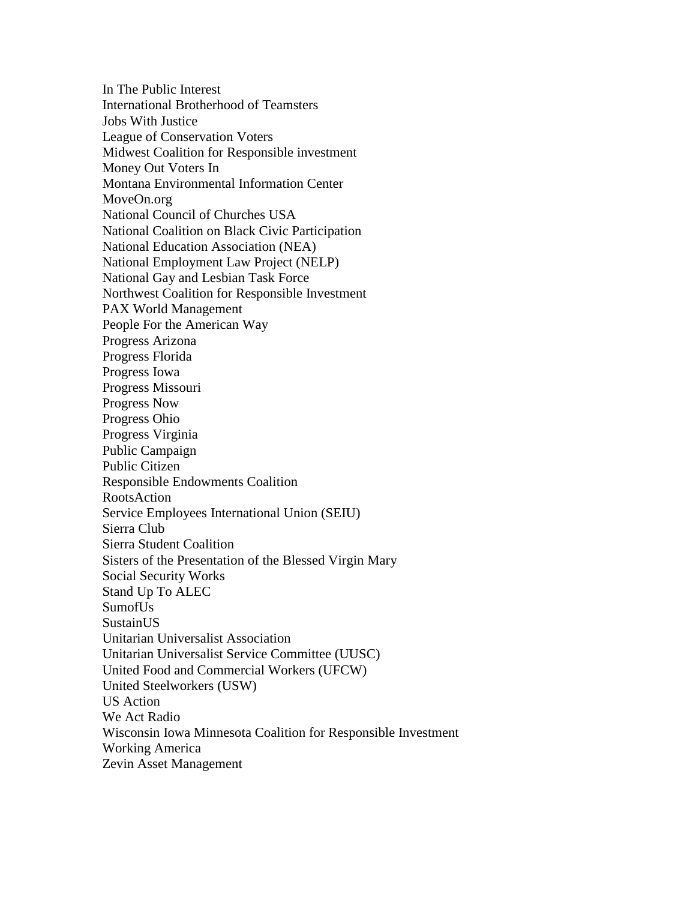In The Public Interest
International Brotherhood of Teamsters
Jobs With Justice
League of Conservation Voters
Midwest Coalition for Responsible investment
Money Out Voters In
Montana Environmental Information Center
MoveOn.org
National Council of Churches USA
National Coalition on Black Civic Participation
National Education Association (NEA)
National Employment Law Project (NELP)
National Gay and Lesbian Task Force
Northwest Coalition for Responsible Investment
PAX World Management
People For the American Way
Progress Arizona
Progress Florida
Progress Iowa
Progress Missouri
Progress Now
Progress Ohio
Progress Virginia
Public Campaign
Public Citizen
Responsible Endowments Coalition
RootsAction
Service Employees International Union (SEIU)
Sierra Club
Sierra Student Coalition
Sisters of the Presentation of the Blessed Virgin Mary
Social Security Works
Stand Up To ALEC
SumofUs
SustainUS
Unitarian Universalist Association
Unitarian Universalist Service Committee (UUSC)
United Food and Commercial Workers (UFCW)
United Steelworkers (USW)
US Action
We Act Radio
Wisconsin Iowa Minnesota Coalition for Responsible Investment
Working America
Zevin Asset Management